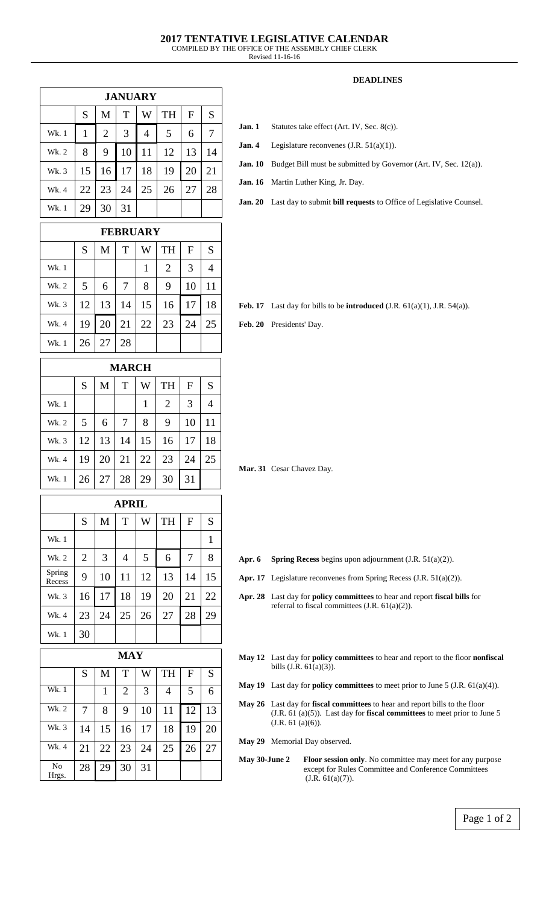# 2017 TENTATIVE LEGISLATIVE CALENDAR

COMPILED BY THE OFFICE OF THE ASSEMBLY CHIEF CLERK

Revised 11-16-16

| JANUARY | | | | | | | |
|---|---|---|---|---|---|---|---|
| | S | M | T | W | TH | F | S |
| Wk. 1 | 1 | 2 | 3 | 4 | 5 | 6 | 7 |
| Wk. 2 | 8 | 9 | 10 | 11 | 12 | 13 | 14 |
| Wk. 3 | 15 | 16 | 17 | 18 | 19 | 20 | 21 |
| Wk. 4 | 22 | 23 | 24 | 25 | 26 | 27 | 28 |
| Wk. 1 | 29 | 30 | 31 | | | | |

| FEBRUARY | | | | | | | |
|---|---|---|---|---|---|---|---|
| | S | M | T | W | TH | F | S |
| Wk. 1 | | | | 1 | 2 | 3 | 4 |
| Wk. 2 | 5 | 6 | 7 | 8 | 9 | 10 | 11 |
| Wk. 3 | 12 | 13 | 14 | 15 | 16 | 17 | 18 |
| Wk. 4 | 19 | 20 | 21 | 22 | 23 | 24 | 25 |
| Wk. 1 | 26 | 27 | 28 | | | | |

| MARCH | | | | | | | |
|---|---|---|---|---|---|---|---|
| | S | M | T | W | TH | F | S |
| Wk. 1 | | | | 1 | 2 | 3 | 4 |
| Wk. 2 | 5 | 6 | 7 | 8 | 9 | 10 | 11 |
| Wk. 3 | 12 | 13 | 14 | 15 | 16 | 17 | 18 |
| Wk. 4 | 19 | 20 | 21 | 22 | 23 | 24 | 25 |
| Wk. 1 | 26 | 27 | 28 | 29 | 30 | 31 | |

| APRIL | | | | | | | |
|---|---|---|---|---|---|---|---|
| | S | M | T | W | TH | F | S |
| Wk. 1 | | | | | | | 1 |
| Wk. 2 | 2 | 3 | 4 | 5 | 6 | 7 | 8 |
| Spring Recess | 9 | 10 | 11 | 12 | 13 | 14 | 15 |
| Wk. 3 | 16 | 17 | 18 | 19 | 20 | 21 | 22 |
| Wk. 4 | 23 | 24 | 25 | 26 | 27 | 28 | 29 |
| Wk. 1 | 30 | | | | | | |

| MAY | | | | | | | |
|---|---|---|---|---|---|---|---|
| | S | M | T | W | TH | F | S |
| Wk. 1 | | 1 | 2 | 3 | 4 | 5 | 6 |
| Wk. 2 | 7 | 8 | 9 | 10 | 11 | 12 | 13 |
| Wk. 3 | 14 | 15 | 16 | 17 | 18 | 19 | 20 |
| Wk. 4 | 21 | 22 | 23 | 24 | 25 | 26 | 27 |
| No Hrgs. | 28 | 29 | 30 | 31 | | | |

## DEADLINES

**Jan. 1** Statutes take effect (Art. IV, Sec. 8(c)).

**Jan. 4** Legislature reconvenes (J.R. 51(a)(1)).

**Jan. 10** Budget Bill must be submitted by Governor (Art. IV, Sec. 12(a)).

**Jan. 16** Martin Luther King, Jr. Day.

**Jan. 20** Last day to submit **bill requests** to Office of Legislative Counsel.

**Feb. 17** Last day for bills to be **introduced** (J.R. 61(a)(1), J.R. 54(a)).

**Feb. 20** Presidents' Day.

**Mar. 31** Cesar Chavez Day.

**Apr. 6** **Spring Recess** begins upon adjournment (J.R. 51(a)(2)).

**Apr. 17** Legislature reconvenes from Spring Recess (J.R. 51(a)(2)).

**Apr. 28** Last day for **policy committees** to hear and report **fiscal bills** for referral to fiscal committees (J.R. 61(a)(2)).

**May 12** Last day for **policy committees** to hear and report to the floor **nonfiscal** bills (J.R. 61(a)(3)).

**May 19** Last day for **policy committees** to meet prior to June 5 (J.R. 61(a)(4)).

**May 26** Last day for **fiscal committees** to hear and report bills to the floor (J.R. 61 (a)(5)). Last day for **fiscal committees** to meet prior to June 5 (J.R. 61 (a)(6)).

**May 29** Memorial Day observed.

**May 30-June 2** **Floor session only**. No committee may meet for any purpose except for Rules Committee and Conference Committees (J.R. 61(a)(7)).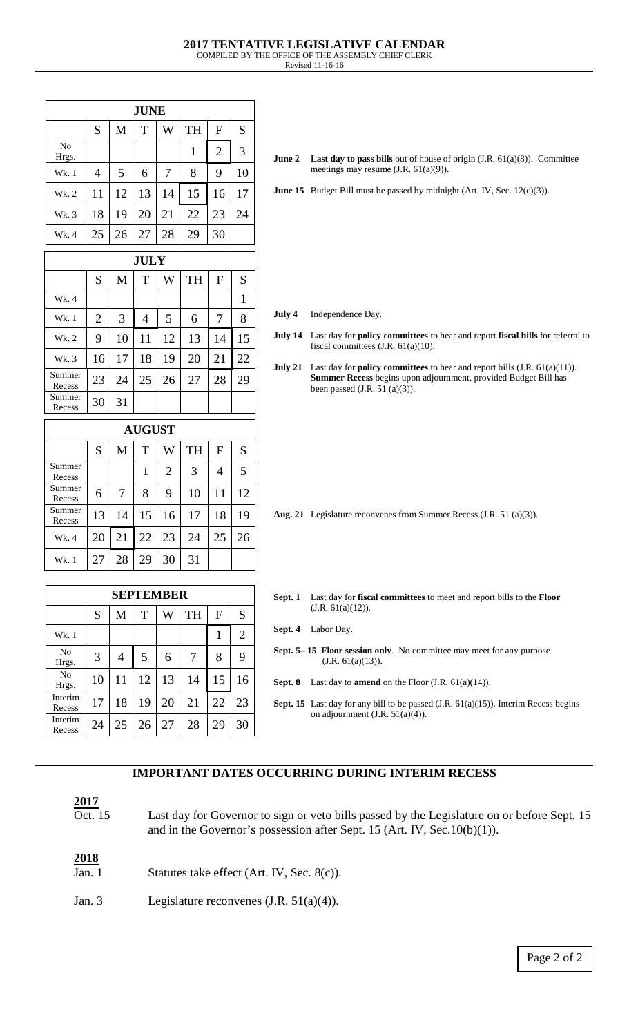# 2017 TENTATIVE LEGISLATIVE CALENDAR

COMPILED BY THE OFFICE OF THE ASSEMBLY CHIEF CLERK

Revised 11-16-16

| JUNE | | | | | | | |
|---|---|---|---|---|---|---|---|
| | S | M | T | W | TH | F | S |
| No Hrgs. | | | | | 1 | 2 | 3 |
| Wk. 1 | 4 | 5 | 6 | 7 | 8 | 9 | 10 |
| Wk. 2 | 11 | 12 | 13 | 14 | 15 | 16 | 17 |
| Wk. 3 | 18 | 19 | 20 | 21 | 22 | 23 | 24 |
| Wk. 4 | 25 | 26 | 27 | 28 | 29 | 30 | |

**June 2** **Last day to pass bills** out of house of origin (J.R. 61(a)(8)). Committee meetings may resume (J.R. 61(a)(9)).

**June 15** Budget Bill must be passed by midnight (Art. IV, Sec. 12(c)(3)).

| JULY | | | | | | | |
|---|---|---|---|---|---|---|---|
| | S | M | T | W | TH | F | S |
| Wk. 4 | | | | | | | 1 |
| Wk. 1 | 2 | 3 | 4 | 5 | 6 | 7 | 8 |
| Wk. 2 | 9 | 10 | 11 | 12 | 13 | 14 | 15 |
| Wk. 3 | 16 | 17 | 18 | 19 | 20 | 21 | 22 |
| Summer Recess | 23 | 24 | 25 | 26 | 27 | 28 | 29 |
| Summer Recess | 30 | 31 | | | | | |

**July 4** Independence Day.

**July 14** Last day for **policy committees** to hear and report **fiscal bills** for referral to fiscal committees (J.R. 61(a)(10).

**July 21** Last day for **policy committees** to hear and report bills (J.R. 61(a)(11)). **Summer Recess** begins upon adjournment, provided Budget Bill has been passed (J.R. 51 (a)(3)).

| AUGUST | | | | | | | |
|---|---|---|---|---|---|---|---|
| | S | M | T | W | TH | F | S |
| Summer Recess | | | 1 | 2 | 3 | 4 | 5 |
| Summer Recess | 6 | 7 | 8 | 9 | 10 | 11 | 12 |
| Summer Recess | 13 | 14 | 15 | 16 | 17 | 18 | 19 |
| Wk. 4 | 20 | 21 | 22 | 23 | 24 | 25 | 26 |
| Wk. 1 | 27 | 28 | 29 | 30 | 31 | | |

**Aug. 21** Legislature reconvenes from Summer Recess (J.R. 51 (a)(3)).

| SEPTEMBER | | | | | | | |
|---|---|---|---|---|---|---|---|
| | S | M | T | W | TH | F | S |
| Wk. 1 | | | | | | 1 | 2 |
| No Hrgs. | 3 | 4 | 5 | 6 | 7 | 8 | 9 |
| No Hrgs. | 10 | 11 | 12 | 13 | 14 | 15 | 16 |
| Interim Recess | 17 | 18 | 19 | 20 | 21 | 22 | 23 |
| Interim Recess | 24 | 25 | 26 | 27 | 28 | 29 | 30 |

**Sept. 1** Last day for **fiscal committees** to meet and report bills to the **Floor** (J.R. 61(a)(12)).

**Sept. 4** Labor Day.

**Sept. 5– 15** **Floor session only**. No committee may meet for any purpose (J.R. 61(a)(13)).

**Sept. 8** Last day to **amend** on the Floor (J.R. 61(a)(14)).

**Sept. 15** Last day for any bill to be passed (J.R. 61(a)(15)). Interim Recess begins on adjournment (J.R. 51(a)(4)).

## IMPORTANT DATES OCCURRING DURING INTERIM RECESS

**2017**

Oct. 15 Last day for Governor to sign or veto bills passed by the Legislature on or before Sept. 15 and in the Governor's possession after Sept. 15 (Art. IV, Sec.10(b)(1)).

**2018**

Jan. 1 Statutes take effect (Art. IV, Sec. 8(c)).

Jan. 3 Legislature reconvenes (J.R. 51(a)(4)).